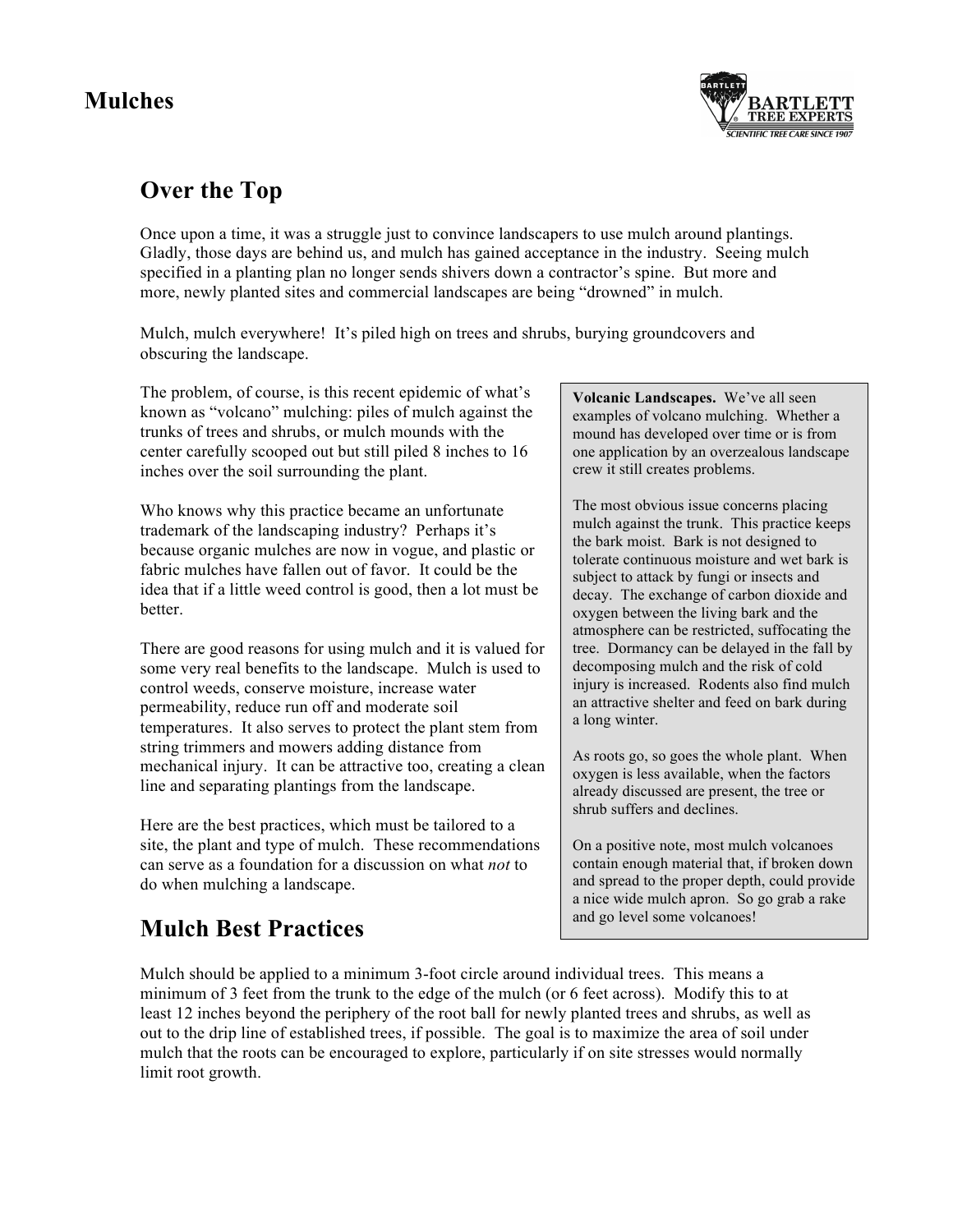# Mulches

## Over the Top

Once upon a time, it was a struggle just to convince landscapers to use mulch around plantings. Gladly, those days are behind us, and mulch has gained acceptance in the industry. Seeing mulch specified in a planting plan no longer sends shivers down a contractor's spine. But more and more, newly planted sites and commercial landscapes are being "drowned" in mulch.

Mulch, mulch everywhere! It's piled high on trees and shrubs, burying groundcovers and obscuring the landscape.

The problem, of course, is this recent epidemic of what's known as "volcano" mulching: piles of mulch against the trunks of trees and shrubs, or mulch mounds with the center carefully scooped out but still piled 8 inches to 16 inches over the soil surrounding the plant.

Who knows why this practice became an unfortunate trademark of the landscaping industry? Perhaps it's because organic mulches are now in vogue, and plastic or fabric mulches have fallen out of favor. It could be the idea that if a little weed control is good, then a lot must be better.

There are good reasons for using mulch and it is valued for some very real benefits to the landscape. Mulch is used to control weeds, conserve moisture, increase water permeability, reduce run off and moderate soil temperatures. It also serves to protect the plant stem from string trimmers and mowers adding distance from mechanical injury. It can be attractive too, creating a clean line and separating plantings from the landscape.

Here are the best practices, which must be tailored to a site, the plant and type of mulch. These recommendations can serve as a foundation for a discussion on what *not* to do when mulching a landscape.

> **Volcanic Landscapes.** We've all seen examples of volcano mulching. Whether a mound has developed over time or is from one application by an overzealous landscape crew it still creates problems.
>
> The most obvious issue concerns placing mulch against the trunk. This practice keeps the bark moist. Bark is not designed to tolerate continuous moisture and wet bark is subject to attack by fungi or insects and decay. The exchange of carbon dioxide and oxygen between the living bark and the atmosphere can be restricted, suffocating the tree. Dormancy can be delayed in the fall by decomposing mulch and the risk of cold injury is increased. Rodents also find mulch an attractive shelter and feed on bark during a long winter.
>
> As roots go, so goes the whole plant. When oxygen is less available, when the factors already discussed are present, the tree or shrub suffers and declines.
>
> On a positive note, most mulch volcanoes contain enough material that, if broken down and spread to the proper depth, could provide a nice wide mulch apron. So go grab a rake and go level some volcanoes!

## Mulch Best Practices

Mulch should be applied to a minimum 3-foot circle around individual trees. This means a minimum of 3 feet from the trunk to the edge of the mulch (or 6 feet across). Modify this to at least 12 inches beyond the periphery of the root ball for newly planted trees and shrubs, as well as out to the drip line of established trees, if possible. The goal is to maximize the area of soil under mulch that the roots can be encouraged to explore, particularly if on site stresses would normally limit root growth.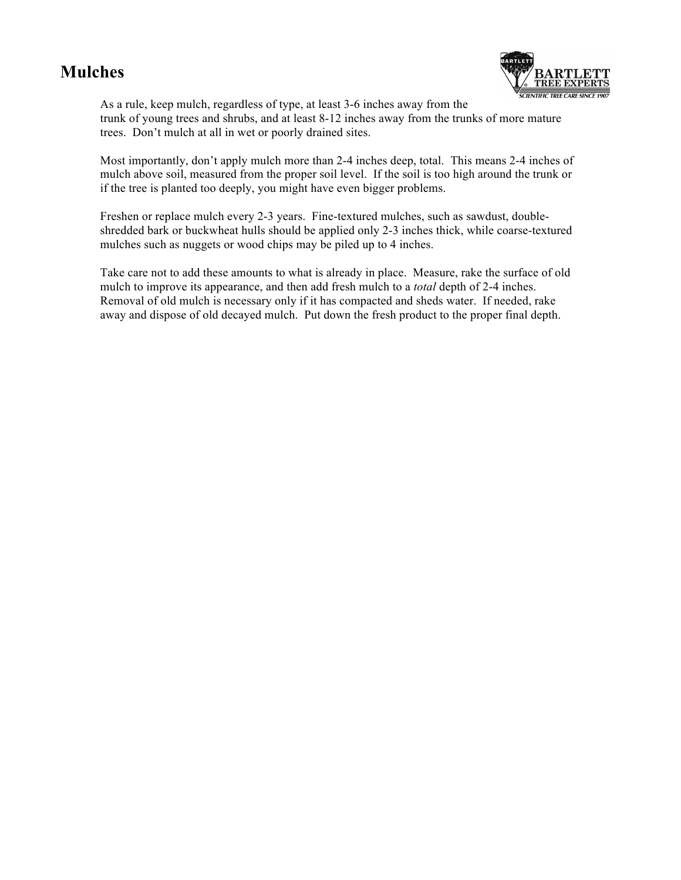# Mulches

As a rule, keep mulch, regardless of type, at least 3-6 inches away from the trunk of young trees and shrubs, and at least 8-12 inches away from the trunks of more mature trees. Don't mulch at all in wet or poorly drained sites.

Most importantly, don't apply mulch more than 2-4 inches deep, total. This means 2-4 inches of mulch above soil, measured from the proper soil level. If the soil is too high around the trunk or if the tree is planted too deeply, you might have even bigger problems.

Freshen or replace mulch every 2-3 years. Fine-textured mulches, such as sawdust, double-shredded bark or buckwheat hulls should be applied only 2-3 inches thick, while coarse-textured mulches such as nuggets or wood chips may be piled up to 4 inches.

Take care not to add these amounts to what is already in place. Measure, rake the surface of old mulch to improve its appearance, and then add fresh mulch to a *total* depth of 2-4 inches. Removal of old mulch is necessary only if it has compacted and sheds water. If needed, rake away and dispose of old decayed mulch. Put down the fresh product to the proper final depth.